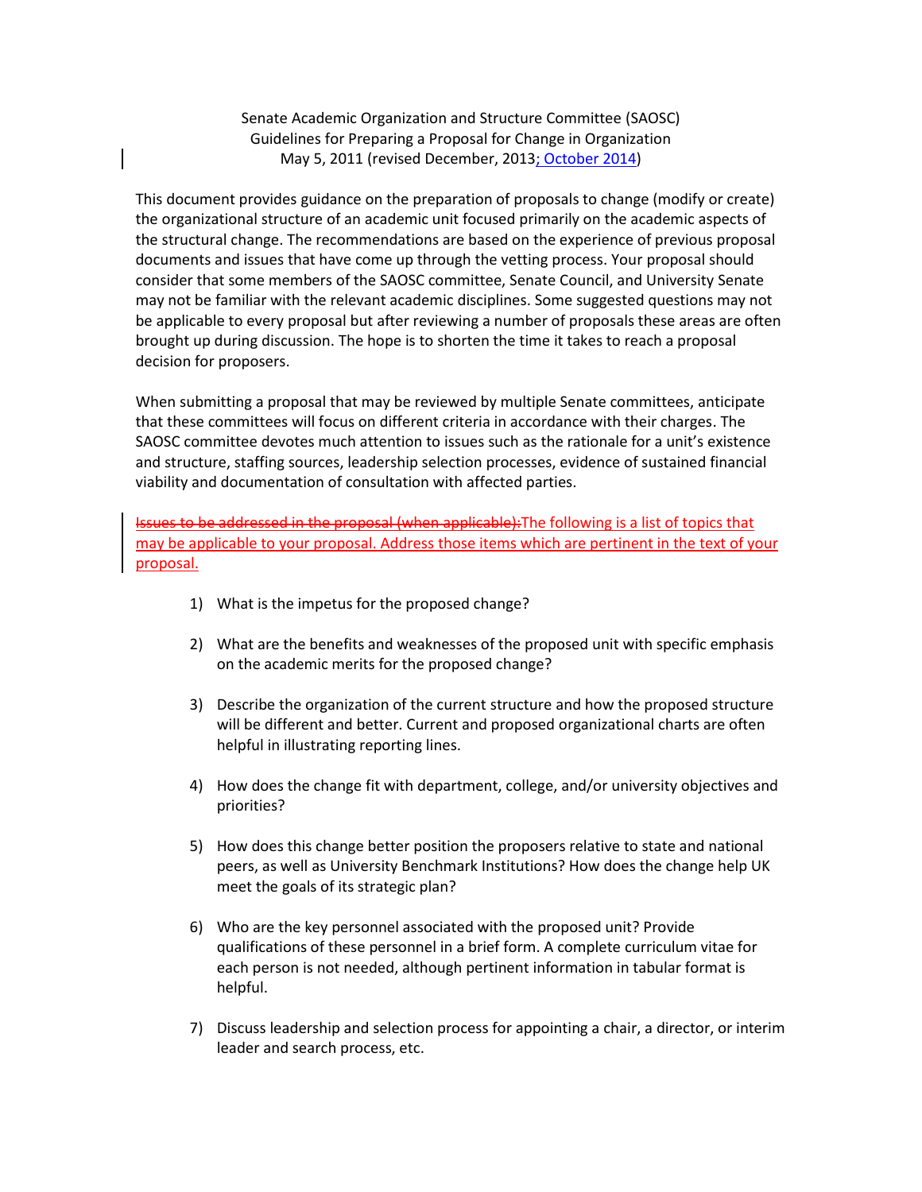Senate Academic Organization and Structure Committee (SAOSC)
Guidelines for Preparing a Proposal for Change in Organization
May 5, 2011 (revised December, 2013; October 2014)

This document provides guidance on the preparation of proposals to change (modify or create) the organizational structure of an academic unit focused primarily on the academic aspects of the structural change. The recommendations are based on the experience of previous proposal documents and issues that have come up through the vetting process. Your proposal should consider that some members of the SAOSC committee, Senate Council, and University Senate may not be familiar with the relevant academic disciplines. Some suggested questions may not be applicable to every proposal but after reviewing a number of proposals these areas are often brought up during discussion. The hope is to shorten the time it takes to reach a proposal decision for proposers.

When submitting a proposal that may be reviewed by multiple Senate committees, anticipate that these committees will focus on different criteria in accordance with their charges. The SAOSC committee devotes much attention to issues such as the rationale for a unit's existence and structure, staffing sources, leadership selection processes, evidence of sustained financial viability and documentation of consultation with affected parties.

~~Issues to be addressed in the proposal (when applicable):~~The following is a list of topics that may be applicable to your proposal. Address those items which are pertinent in the text of your proposal.

1) What is the impetus for the proposed change?

2) What are the benefits and weaknesses of the proposed unit with specific emphasis on the academic merits for the proposed change?

3) Describe the organization of the current structure and how the proposed structure will be different and better. Current and proposed organizational charts are often helpful in illustrating reporting lines.

4) How does the change fit with department, college, and/or university objectives and priorities?

5) How does this change better position the proposers relative to state and national peers, as well as University Benchmark Institutions? How does the change help UK meet the goals of its strategic plan?

6) Who are the key personnel associated with the proposed unit? Provide qualifications of these personnel in a brief form. A complete curriculum vitae for each person is not needed, although pertinent information in tabular format is helpful.

7) Discuss leadership and selection process for appointing a chair, a director, or interim leader and search process, etc.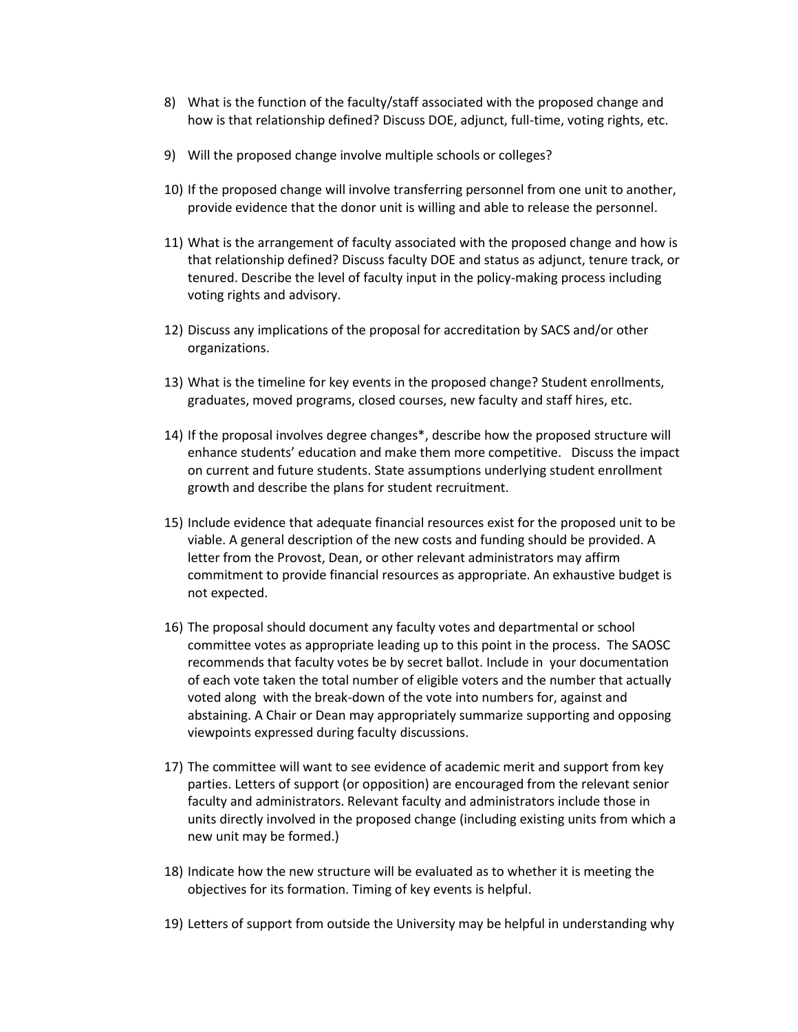8) What is the function of the faculty/staff associated with the proposed change and how is that relationship defined? Discuss DOE, adjunct, full-time, voting rights, etc.

9) Will the proposed change involve multiple schools or colleges?

10) If the proposed change will involve transferring personnel from one unit to another, provide evidence that the donor unit is willing and able to release the personnel.

11) What is the arrangement of faculty associated with the proposed change and how is that relationship defined? Discuss faculty DOE and status as adjunct, tenure track, or tenured. Describe the level of faculty input in the policy-making process including voting rights and advisory.

12) Discuss any implications of the proposal for accreditation by SACS and/or other organizations.

13) What is the timeline for key events in the proposed change? Student enrollments, graduates, moved programs, closed courses, new faculty and staff hires, etc.

14) If the proposal involves degree changes*, describe how the proposed structure will enhance students' education and make them more competitive. Discuss the impact on current and future students. State assumptions underlying student enrollment growth and describe the plans for student recruitment.

15) Include evidence that adequate financial resources exist for the proposed unit to be viable. A general description of the new costs and funding should be provided. A letter from the Provost, Dean, or other relevant administrators may affirm commitment to provide financial resources as appropriate. An exhaustive budget is not expected.

16) The proposal should document any faculty votes and departmental or school committee votes as appropriate leading up to this point in the process. The SAOSC recommends that faculty votes be by secret ballot. Include in your documentation of each vote taken the total number of eligible voters and the number that actually voted along with the break-down of the vote into numbers for, against and abstaining. A Chair or Dean may appropriately summarize supporting and opposing viewpoints expressed during faculty discussions.

17) The committee will want to see evidence of academic merit and support from key parties. Letters of support (or opposition) are encouraged from the relevant senior faculty and administrators. Relevant faculty and administrators include those in units directly involved in the proposed change (including existing units from which a new unit may be formed.)

18) Indicate how the new structure will be evaluated as to whether it is meeting the objectives for its formation. Timing of key events is helpful.

19) Letters of support from outside the University may be helpful in understanding why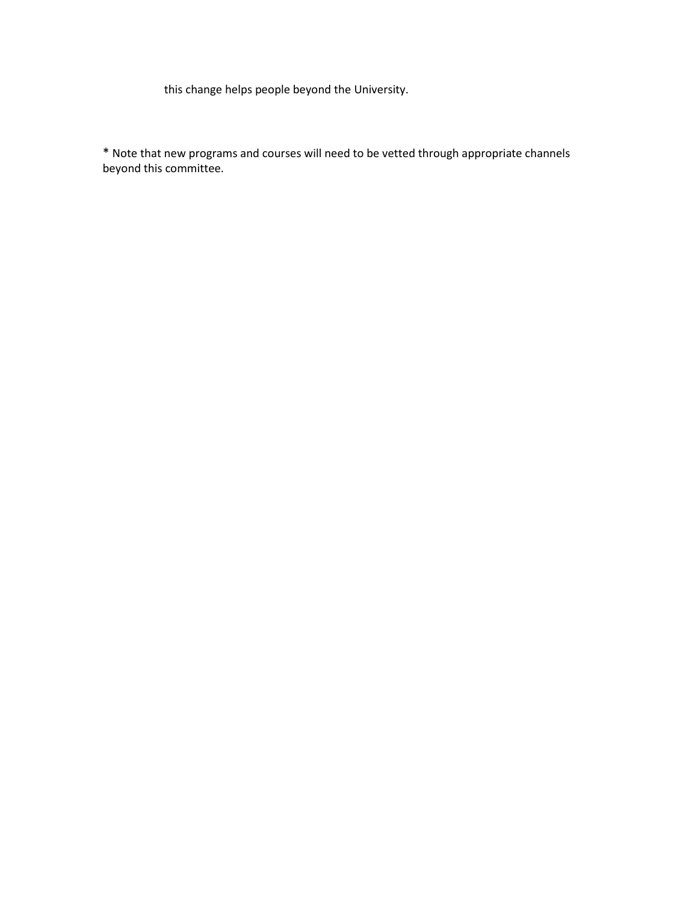this change helps people beyond the University.

* Note that new programs and courses will need to be vetted through appropriate channels beyond this committee.